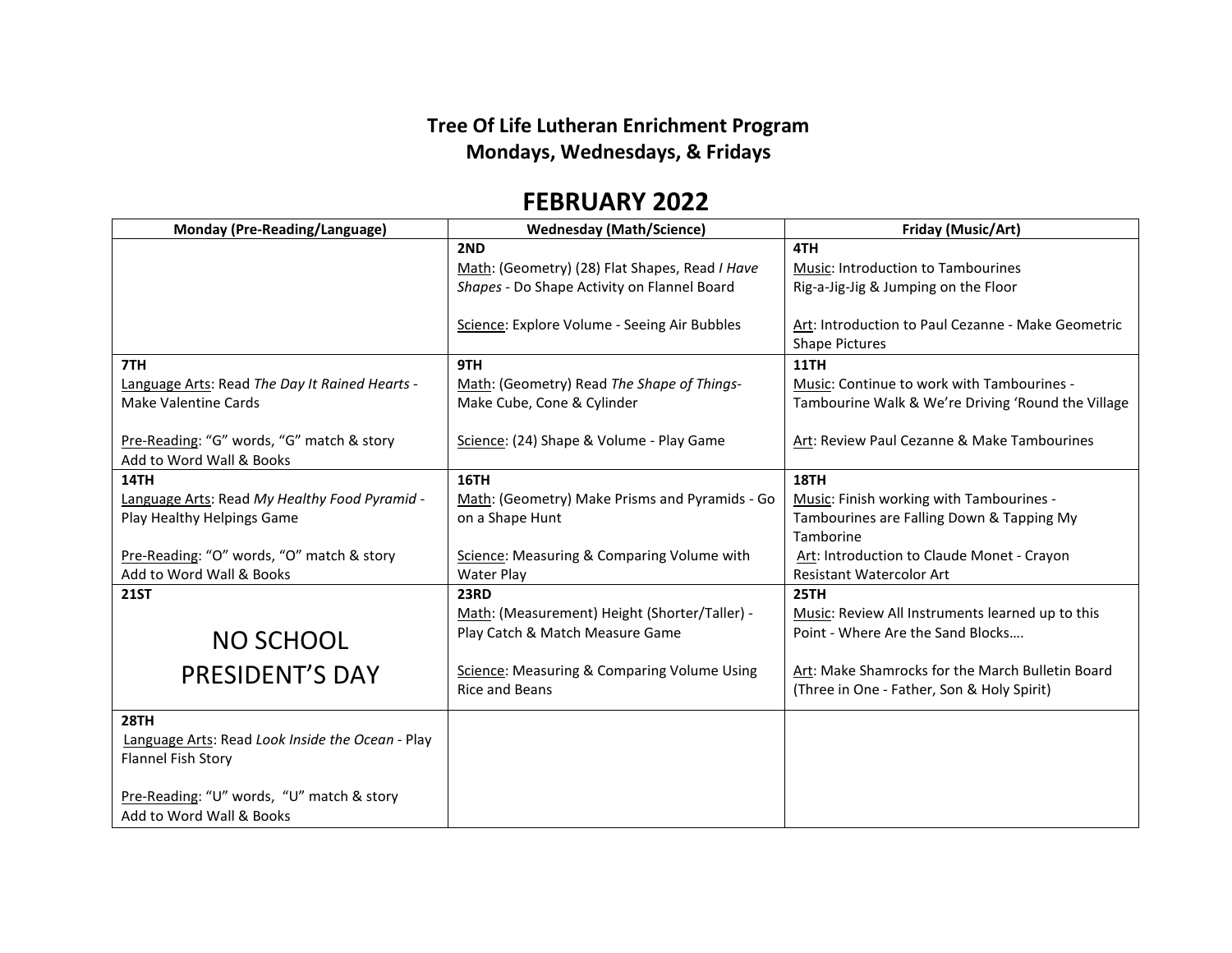# Tree Of Life Lutheran Enrichment Program
## Mondays, Wednesdays, & Fridays

## FEBRUARY 2022

| Monday (Pre-Reading/Language) | Wednesday (Math/Science) | Friday (Music/Art) |
|---|---|---|
| | **2ND**<br>Math: (Geometry) (28) Flat Shapes, Read *I Have Shapes* - Do Shape Activity on Flannel Board<br><br>Science: Explore Volume - Seeing Air Bubbles | **4TH**<br>Music: Introduction to Tambourines<br>Rig-a-Jig-Jig & Jumping on the Floor<br><br>Art: Introduction to Paul Cezanne - Make Geometric Shape Pictures |
| **7TH**<br>Language Arts: Read *The Day It Rained Hearts* - Make Valentine Cards<br><br>Pre-Reading: "G" words, "G" match & story<br>Add to Word Wall & Books | **9TH**<br>Math: (Geometry) Read *The Shape of Things*- Make Cube, Cone & Cylinder<br><br>Science: (24) Shape & Volume - Play Game | **11TH**<br>Music: Continue to work with Tambourines - Tambourine Walk & We're Driving 'Round the Village<br><br>Art: Review Paul Cezanne & Make Tambourines |
| **14TH**<br>Language Arts: Read *My Healthy Food Pyramid* - Play Healthy Helpings Game<br><br>Pre-Reading: "O" words, "O" match & story<br>Add to Word Wall & Books | **16TH**<br>Math: (Geometry) Make Prisms and Pyramids - Go on a Shape Hunt<br><br>Science: Measuring & Comparing Volume with Water Play | **18TH**<br>Music: Finish working with Tambourines - Tambourines are Falling Down & Tapping My Tamborine<br>Art: Introduction to Claude Monet - Crayon Resistant Watercolor Art |
| **21ST**<br><br>NO SCHOOL<br>PRESIDENT'S DAY | **23RD**<br>Math: (Measurement) Height (Shorter/Taller) - Play Catch & Match Measure Game<br><br>Science: Measuring & Comparing Volume Using Rice and Beans | **25TH**<br>Music: Review All Instruments learned up to this Point - Where Are the Sand Blocks….<br><br>Art: Make Shamrocks for the March Bulletin Board (Three in One - Father, Son & Holy Spirit) |
| **28TH**<br>Language Arts: Read *Look Inside the Ocean* - Play Flannel Fish Story<br><br>Pre-Reading: "U" words, "U" match & story<br>Add to Word Wall & Books | | |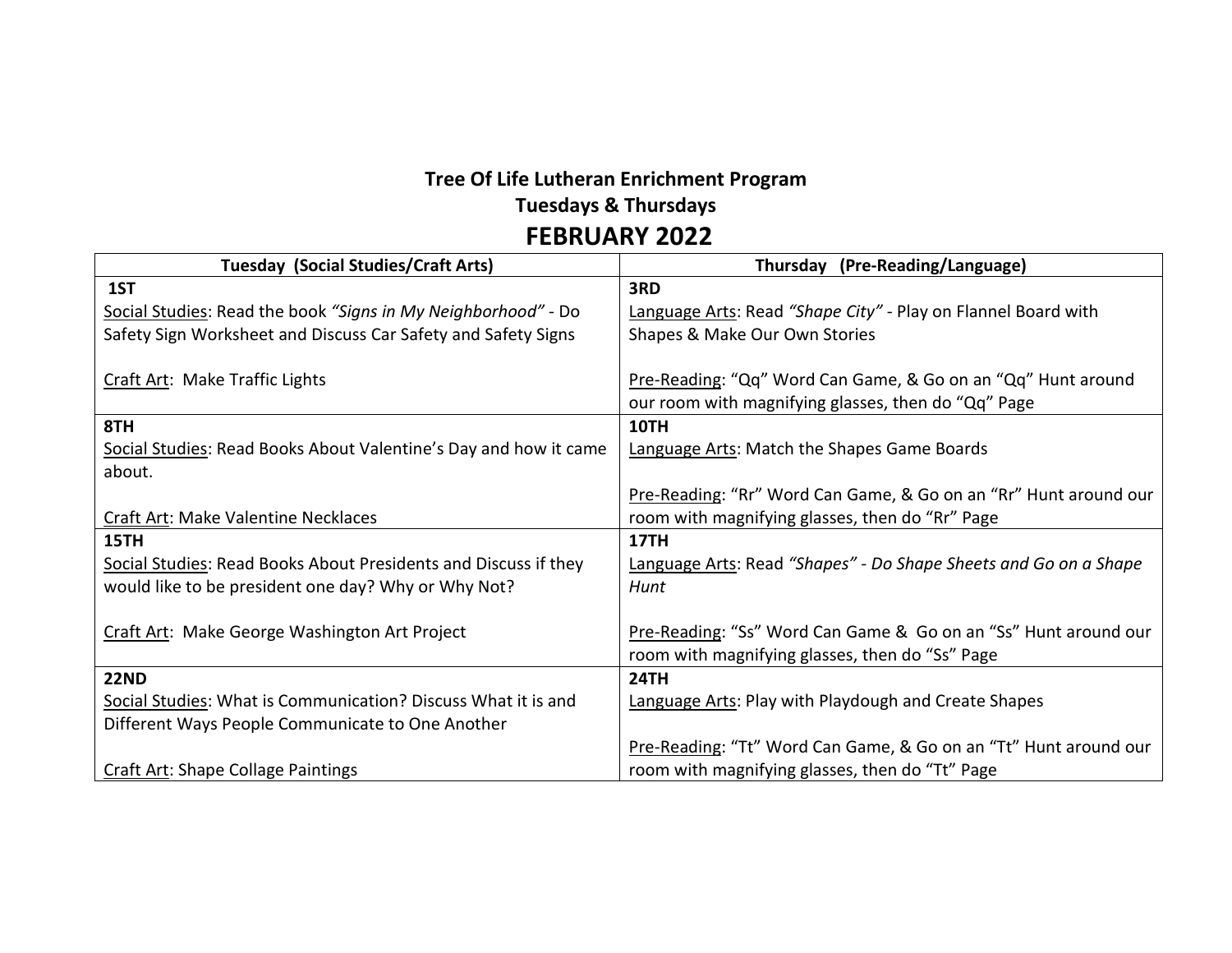**Tree Of Life Lutheran Enrichment Program**
**Tuesdays & Thursdays**

## FEBRUARY 2022

| Tuesday (Social Studies/Craft Arts) | Thursday (Pre-Reading/Language) |
|---|---|
| **1ST**<br>Social Studies: Read the book *"Signs in My Neighborhood"* - Do Safety Sign Worksheet and Discuss Car Safety and Safety Signs<br><br>Craft Art: Make Traffic Lights | **3RD**<br>Language Arts: Read *"Shape City"* - Play on Flannel Board with Shapes & Make Our Own Stories<br><br>Pre-Reading: "Qq" Word Can Game, & Go on an "Qq" Hunt around our room with magnifying glasses, then do "Qq" Page |
| **8TH**<br>Social Studies: Read Books About Valentine's Day and how it came about.<br><br>Craft Art: Make Valentine Necklaces | **10TH**<br>Language Arts: Match the Shapes Game Boards<br><br>Pre-Reading: "Rr" Word Can Game, & Go on an "Rr" Hunt around our room with magnifying glasses, then do "Rr" Page |
| **15TH**<br>Social Studies: Read Books About Presidents and Discuss if they would like to be president one day? Why or Why Not?<br><br>Craft Art: Make George Washington Art Project | **17TH**<br>Language Arts: Read *"Shapes" - Do Shape Sheets and Go on a Shape Hunt*<br><br>Pre-Reading: "Ss" Word Can Game & Go on an "Ss" Hunt around our room with magnifying glasses, then do "Ss" Page |
| **22ND**<br>Social Studies: What is Communication? Discuss What it is and Different Ways People Communicate to One Another<br><br>Craft Art: Shape Collage Paintings | **24TH**<br>Language Arts: Play with Playdough and Create Shapes<br><br>Pre-Reading: "Tt" Word Can Game, & Go on an "Tt" Hunt around our room with magnifying glasses, then do "Tt" Page |